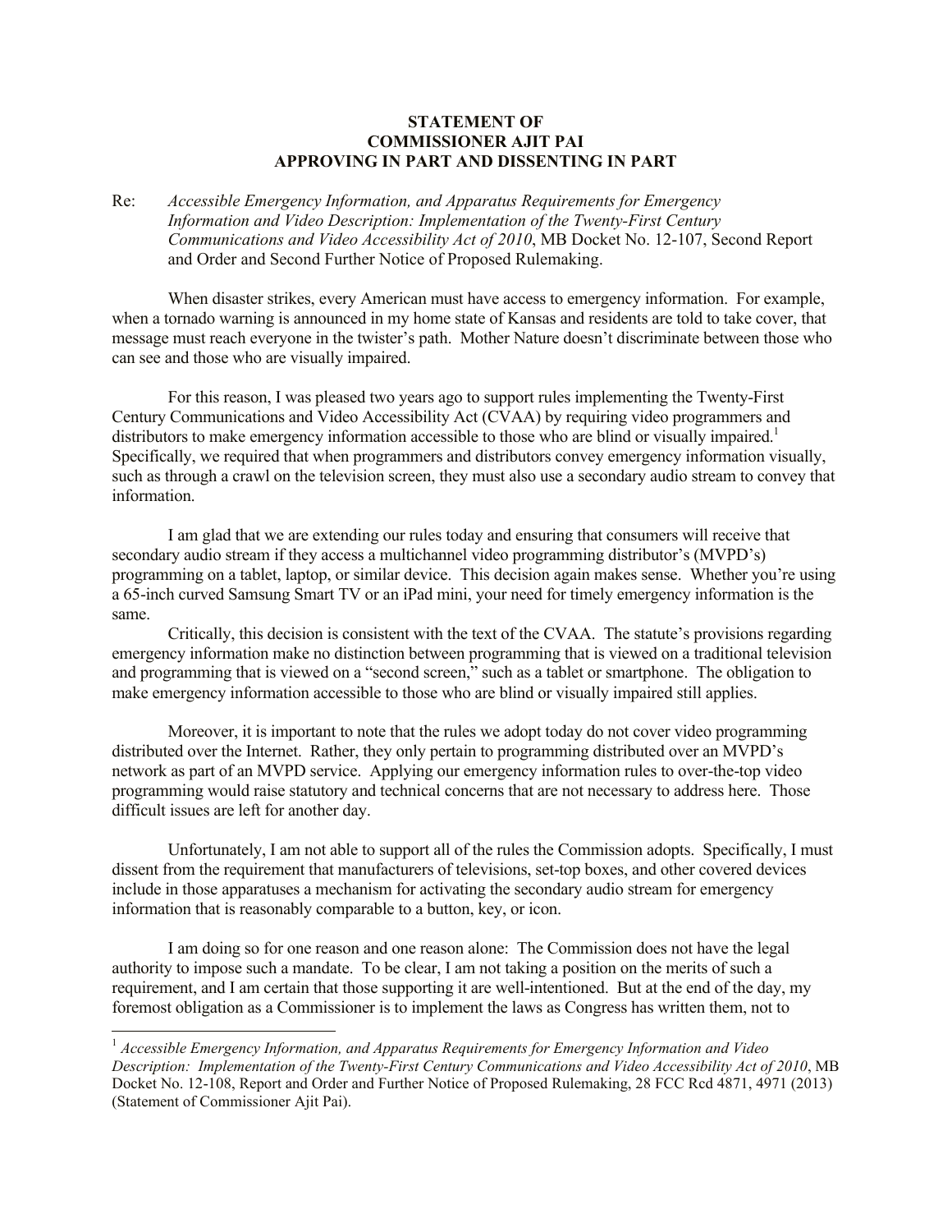**STATEMENT OF**
**COMMISSIONER AJIT PAI**
**APPROVING IN PART AND DISSENTING IN PART**

Re: *Accessible Emergency Information, and Apparatus Requirements for Emergency Information and Video Description: Implementation of the Twenty-First Century Communications and Video Accessibility Act of 2010*, MB Docket No. 12-107, Second Report and Order and Second Further Notice of Proposed Rulemaking.

When disaster strikes, every American must have access to emergency information. For example, when a tornado warning is announced in my home state of Kansas and residents are told to take cover, that message must reach everyone in the twister's path. Mother Nature doesn't discriminate between those who can see and those who are visually impaired.

For this reason, I was pleased two years ago to support rules implementing the Twenty-First Century Communications and Video Accessibility Act (CVAA) by requiring video programmers and distributors to make emergency information accessible to those who are blind or visually impaired.[1] Specifically, we required that when programmers and distributors convey emergency information visually, such as through a crawl on the television screen, they must also use a secondary audio stream to convey that information.

I am glad that we are extending our rules today and ensuring that consumers will receive that secondary audio stream if they access a multichannel video programming distributor's (MVPD's) programming on a tablet, laptop, or similar device. This decision again makes sense. Whether you're using a 65-inch curved Samsung Smart TV or an iPad mini, your need for timely emergency information is the same.

Critically, this decision is consistent with the text of the CVAA. The statute's provisions regarding emergency information make no distinction between programming that is viewed on a traditional television and programming that is viewed on a "second screen," such as a tablet or smartphone. The obligation to make emergency information accessible to those who are blind or visually impaired still applies.

Moreover, it is important to note that the rules we adopt today do not cover video programming distributed over the Internet. Rather, they only pertain to programming distributed over an MVPD's network as part of an MVPD service. Applying our emergency information rules to over-the-top video programming would raise statutory and technical concerns that are not necessary to address here. Those difficult issues are left for another day.

Unfortunately, I am not able to support all of the rules the Commission adopts. Specifically, I must dissent from the requirement that manufacturers of televisions, set-top boxes, and other covered devices include in those apparatuses a mechanism for activating the secondary audio stream for emergency information that is reasonably comparable to a button, key, or icon.

I am doing so for one reason and one reason alone: The Commission does not have the legal authority to impose such a mandate. To be clear, I am not taking a position on the merits of such a requirement, and I am certain that those supporting it are well-intentioned. But at the end of the day, my foremost obligation as a Commissioner is to implement the laws as Congress has written them, not to

---

[1] *Accessible Emergency Information, and Apparatus Requirements for Emergency Information and Video Description: Implementation of the Twenty-First Century Communications and Video Accessibility Act of 2010*, MB Docket No. 12-108, Report and Order and Further Notice of Proposed Rulemaking, 28 FCC Rcd 4871, 4971 (2013) (Statement of Commissioner Ajit Pai).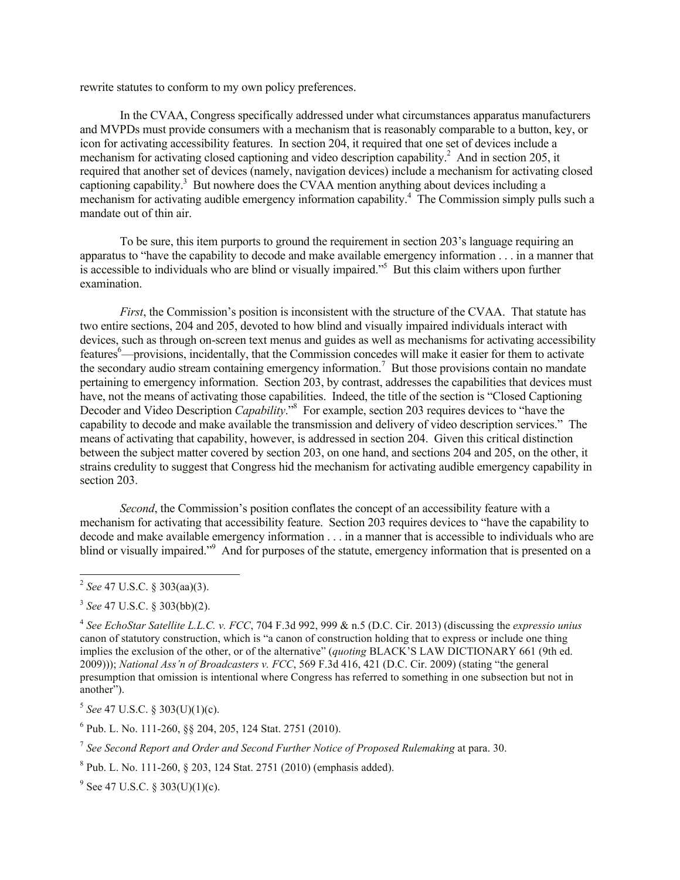rewrite statutes to conform to my own policy preferences.

In the CVAA, Congress specifically addressed under what circumstances apparatus manufacturers and MVPDs must provide consumers with a mechanism that is reasonably comparable to a button, key, or icon for activating accessibility features. In section 204, it required that one set of devices include a mechanism for activating closed captioning and video description capability.[2] And in section 205, it required that another set of devices (namely, navigation devices) include a mechanism for activating closed captioning capability.[3] But nowhere does the CVAA mention anything about devices including a mechanism for activating audible emergency information capability.[4] The Commission simply pulls such a mandate out of thin air.

To be sure, this item purports to ground the requirement in section 203's language requiring an apparatus to "have the capability to decode and make available emergency information . . . in a manner that is accessible to individuals who are blind or visually impaired."[5] But this claim withers upon further examination.

*First*, the Commission's position is inconsistent with the structure of the CVAA. That statute has two entire sections, 204 and 205, devoted to how blind and visually impaired individuals interact with devices, such as through on-screen text menus and guides as well as mechanisms for activating accessibility features[6]—provisions, incidentally, that the Commission concedes will make it easier for them to activate the secondary audio stream containing emergency information.[7] But those provisions contain no mandate pertaining to emergency information. Section 203, by contrast, addresses the capabilities that devices must have, not the means of activating those capabilities. Indeed, the title of the section is "Closed Captioning Decoder and Video Description *Capability*."[8] For example, section 203 requires devices to "have the capability to decode and make available the transmission and delivery of video description services." The means of activating that capability, however, is addressed in section 204. Given this critical distinction between the subject matter covered by section 203, on one hand, and sections 204 and 205, on the other, it strains credulity to suggest that Congress hid the mechanism for activating audible emergency capability in section 203.

*Second*, the Commission's position conflates the concept of an accessibility feature with a mechanism for activating that accessibility feature. Section 203 requires devices to "have the capability to decode and make available emergency information . . . in a manner that is accessible to individuals who are blind or visually impaired."[9] And for purposes of the statute, emergency information that is presented on a

---

[2] *See* 47 U.S.C. § 303(aa)(3).

[3] *See* 47 U.S.C. § 303(bb)(2).

[4] *See EchoStar Satellite L.L.C. v. FCC*, 704 F.3d 992, 999 & n.5 (D.C. Cir. 2013) (discussing the *expressio unius* canon of statutory construction, which is "a canon of construction holding that to express or include one thing implies the exclusion of the other, or of the alternative" (*quoting* BLACK'S LAW DICTIONARY 661 (9th ed. 2009))); *National Ass'n of Broadcasters v. FCC*, 569 F.3d 416, 421 (D.C. Cir. 2009) (stating "the general presumption that omission is intentional where Congress has referred to something in one subsection but not in another").

[5] *See* 47 U.S.C. § 303(U)(1)(c).

[6] Pub. L. No. 111-260, §§ 204, 205, 124 Stat. 2751 (2010).

[7] *See Second Report and Order and Second Further Notice of Proposed Rulemaking* at para. 30.

[8] Pub. L. No. 111-260, § 203, 124 Stat. 2751 (2010) (emphasis added).

[9] See 47 U.S.C. § 303(U)(1)(c).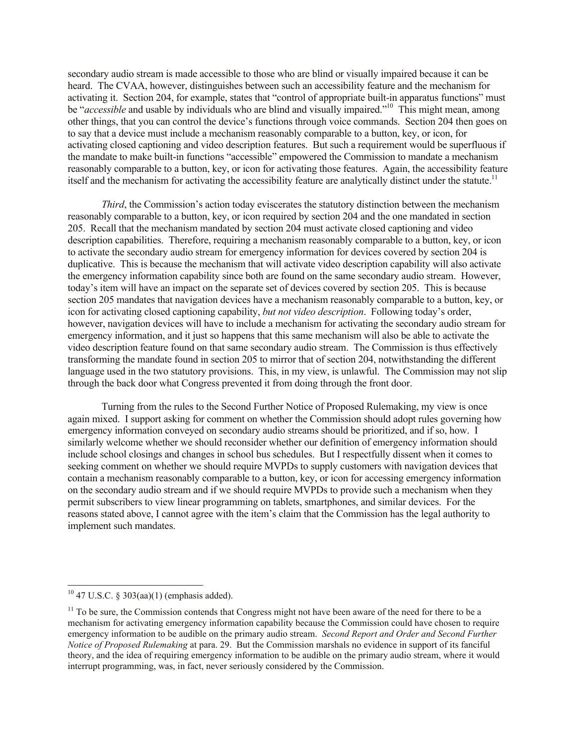secondary audio stream is made accessible to those who are blind or visually impaired because it can be heard. The CVAA, however, distinguishes between such an accessibility feature and the mechanism for activating it. Section 204, for example, states that "control of appropriate built-in apparatus functions" must be "*accessible* and usable by individuals who are blind and visually impaired."[10] This might mean, among other things, that you can control the device's functions through voice commands. Section 204 then goes on to say that a device must include a mechanism reasonably comparable to a button, key, or icon, for activating closed captioning and video description features. But such a requirement would be superfluous if the mandate to make built-in functions "accessible" empowered the Commission to mandate a mechanism reasonably comparable to a button, key, or icon for activating those features. Again, the accessibility feature itself and the mechanism for activating the accessibility feature are analytically distinct under the statute.[11]

*Third*, the Commission's action today eviscerates the statutory distinction between the mechanism reasonably comparable to a button, key, or icon required by section 204 and the one mandated in section 205. Recall that the mechanism mandated by section 204 must activate closed captioning and video description capabilities. Therefore, requiring a mechanism reasonably comparable to a button, key, or icon to activate the secondary audio stream for emergency information for devices covered by section 204 is duplicative. This is because the mechanism that will activate video description capability will also activate the emergency information capability since both are found on the same secondary audio stream. However, today's item will have an impact on the separate set of devices covered by section 205. This is because section 205 mandates that navigation devices have a mechanism reasonably comparable to a button, key, or icon for activating closed captioning capability, *but not video description*. Following today's order, however, navigation devices will have to include a mechanism for activating the secondary audio stream for emergency information, and it just so happens that this same mechanism will also be able to activate the video description feature found on that same secondary audio stream. The Commission is thus effectively transforming the mandate found in section 205 to mirror that of section 204, notwithstanding the different language used in the two statutory provisions. This, in my view, is unlawful. The Commission may not slip through the back door what Congress prevented it from doing through the front door.

Turning from the rules to the Second Further Notice of Proposed Rulemaking, my view is once again mixed. I support asking for comment on whether the Commission should adopt rules governing how emergency information conveyed on secondary audio streams should be prioritized, and if so, how. I similarly welcome whether we should reconsider whether our definition of emergency information should include school closings and changes in school bus schedules. But I respectfully dissent when it comes to seeking comment on whether we should require MVPDs to supply customers with navigation devices that contain a mechanism reasonably comparable to a button, key, or icon for accessing emergency information on the secondary audio stream and if we should require MVPDs to provide such a mechanism when they permit subscribers to view linear programming on tablets, smartphones, and similar devices. For the reasons stated above, I cannot agree with the item's claim that the Commission has the legal authority to implement such mandates.

---

[10] 47 U.S.C. § 303(aa)(1) (emphasis added).

[11] To be sure, the Commission contends that Congress might not have been aware of the need for there to be a mechanism for activating emergency information capability because the Commission could have chosen to require emergency information to be audible on the primary audio stream. *Second Report and Order and Second Further Notice of Proposed Rulemaking* at para. 29. But the Commission marshals no evidence in support of its fanciful theory, and the idea of requiring emergency information to be audible on the primary audio stream, where it would interrupt programming, was, in fact, never seriously considered by the Commission.